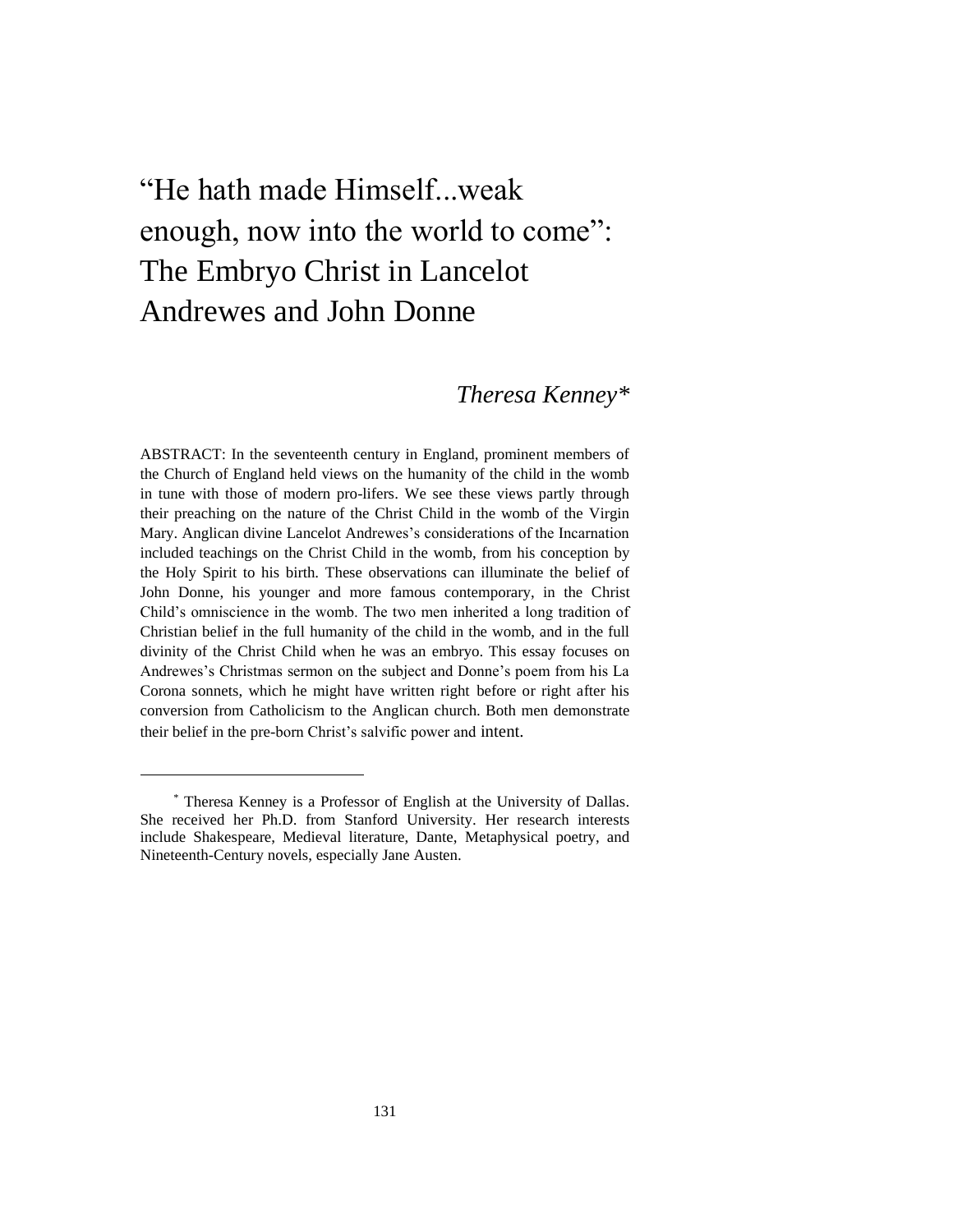# "He hath made Himself...weak enough, now into the world to come": The Embryo Christ in Lancelot Andrewes and John Donne

*Theresa Kenney**

ABSTRACT: In the seventeenth century in England, prominent members of the Church of England held views on the humanity of the child in the womb in tune with those of modern pro-lifers. We see these views partly through their preaching on the nature of the Christ Child in the womb of the Virgin Mary. Anglican divine Lancelot Andrewes's considerations of the Incarnation included teachings on the Christ Child in the womb, from his conception by the Holy Spirit to his birth. These observations can illuminate the belief of John Donne, his younger and more famous contemporary, in the Christ Child's omniscience in the womb. The two men inherited a long tradition of Christian belief in the full humanity of the child in the womb, and in the full divinity of the Christ Child when he was an embryo. This essay focuses on Andrewes's Christmas sermon on the subject and Donne's poem from his La Corona sonnets, which he might have written right before or right after his conversion from Catholicism to the Anglican church. Both men demonstrate their belief in the pre-born Christ's salvific power and intent.

---

\* Theresa Kenney is a Professor of English at the University of Dallas. She received her Ph.D. from Stanford University. Her research interests include Shakespeare, Medieval literature, Dante, Metaphysical poetry, and Nineteenth-Century novels, especially Jane Austen.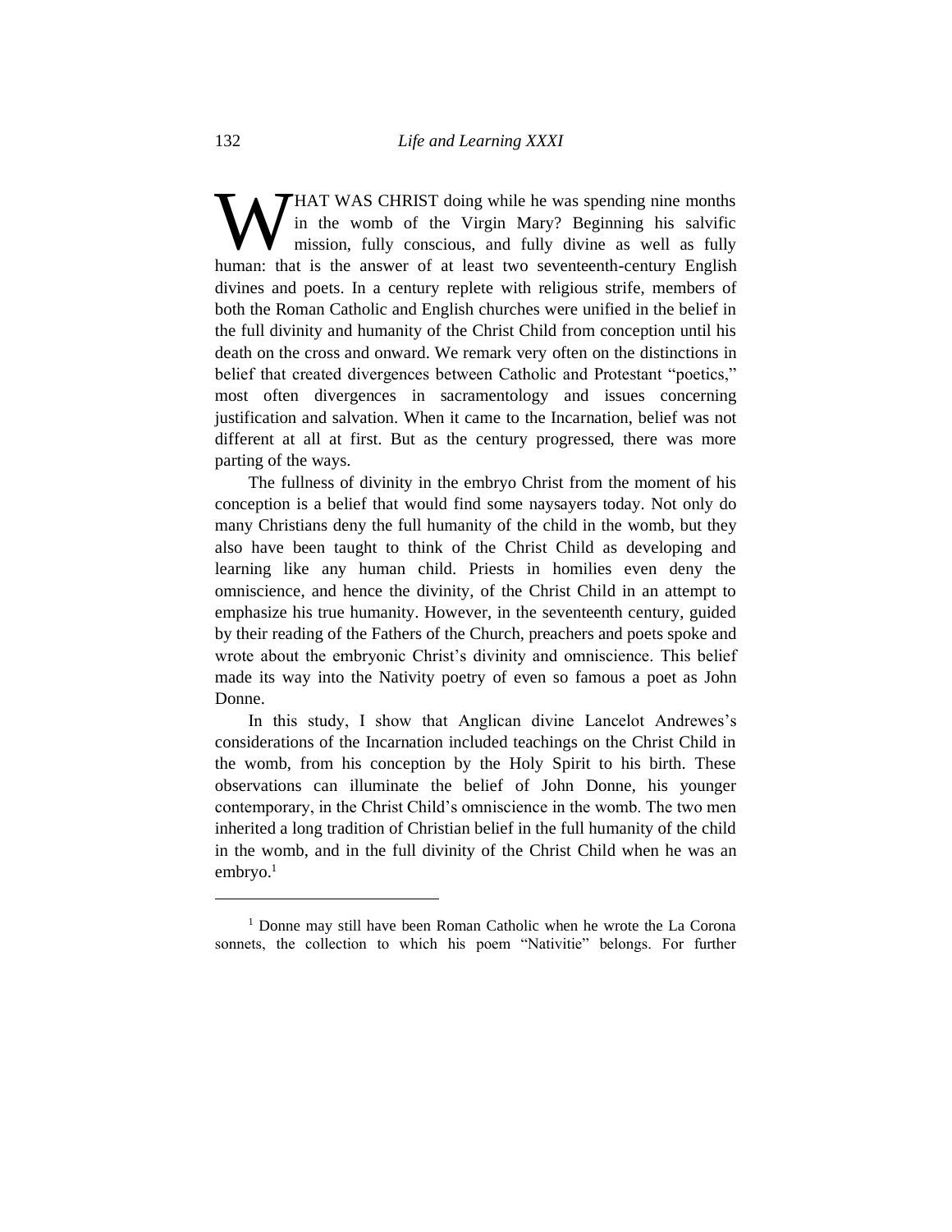WHAT WAS CHRIST doing while he was spending nine months in the womb of the Virgin Mary? Beginning his salvific mission, fully conscious, and fully divine as well as fully human: that is the answer of at least two seventeenth-century English divines and poets. In a century replete with religious strife, members of both the Roman Catholic and English churches were unified in the belief in the full divinity and humanity of the Christ Child from conception until his death on the cross and onward. We remark very often on the distinctions in belief that created divergences between Catholic and Protestant "poetics," most often divergences in sacramentology and issues concerning justification and salvation. When it came to the Incarnation, belief was not different at all at first. But as the century progressed, there was more parting of the ways.

The fullness of divinity in the embryo Christ from the moment of his conception is a belief that would find some naysayers today. Not only do many Christians deny the full humanity of the child in the womb, but they also have been taught to think of the Christ Child as developing and learning like any human child. Priests in homilies even deny the omniscience, and hence the divinity, of the Christ Child in an attempt to emphasize his true humanity. However, in the seventeenth century, guided by their reading of the Fathers of the Church, preachers and poets spoke and wrote about the embryonic Christ's divinity and omniscience. This belief made its way into the Nativity poetry of even so famous a poet as John Donne.

In this study, I show that Anglican divine Lancelot Andrewes's considerations of the Incarnation included teachings on the Christ Child in the womb, from his conception by the Holy Spirit to his birth. These observations can illuminate the belief of John Donne, his younger contemporary, in the Christ Child's omniscience in the womb. The two men inherited a long tradition of Christian belief in the full humanity of the child in the womb, and in the full divinity of the Christ Child when he was an embryo.[1]

---

[1] Donne may still have been Roman Catholic when he wrote the La Corona sonnets, the collection to which his poem "Nativitie" belongs. For further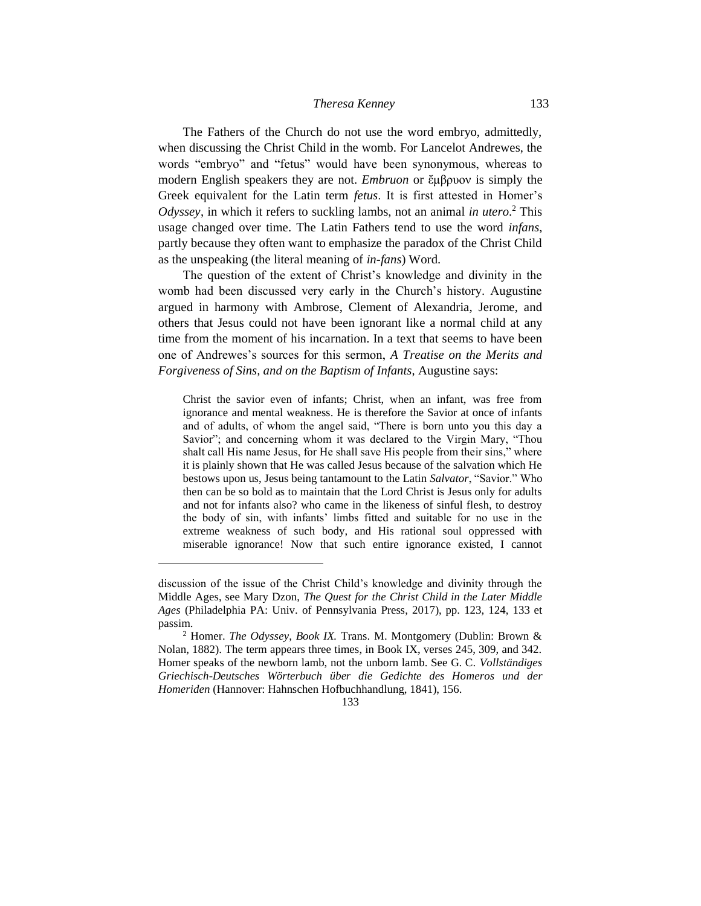The Fathers of the Church do not use the word embryo, admittedly, when discussing the Christ Child in the womb. For Lancelot Andrewes, the words "embryo" and "fetus" would have been synonymous, whereas to modern English speakers they are not. *Embruon* or ἔμβρυον is simply the Greek equivalent for the Latin term *fetus*. It is first attested in Homer's *Odyssey*, in which it refers to suckling lambs, not an animal *in utero*.[2] This usage changed over time. The Latin Fathers tend to use the word *infans*, partly because they often want to emphasize the paradox of the Christ Child as the unspeaking (the literal meaning of *in-fans*) Word.

The question of the extent of Christ's knowledge and divinity in the womb had been discussed very early in the Church's history. Augustine argued in harmony with Ambrose, Clement of Alexandria, Jerome, and others that Jesus could not have been ignorant like a normal child at any time from the moment of his incarnation. In a text that seems to have been one of Andrewes's sources for this sermon, *A Treatise on the Merits and Forgiveness of Sins, and on the Baptism of Infants*, Augustine says:

> Christ the savior even of infants; Christ, when an infant, was free from ignorance and mental weakness. He is therefore the Savior at once of infants and of adults, of whom the angel said, "There is born unto you this day a Savior"; and concerning whom it was declared to the Virgin Mary, "Thou shalt call His name Jesus, for He shall save His people from their sins," where it is plainly shown that He was called Jesus because of the salvation which He bestows upon us, Jesus being tantamount to the Latin *Salvator*, "Savior." Who then can be so bold as to maintain that the Lord Christ is Jesus only for adults and not for infants also? who came in the likeness of sinful flesh, to destroy the body of sin, with infants' limbs fitted and suitable for no use in the extreme weakness of such body, and His rational soul oppressed with miserable ignorance! Now that such entire ignorance existed, I cannot

---

discussion of the issue of the Christ Child's knowledge and divinity through the Middle Ages, see Mary Dzon, *The Quest for the Christ Child in the Later Middle Ages* (Philadelphia PA: Univ. of Pennsylvania Press, 2017), pp. 123, 124, 133 et passim.

[2] Homer. *The Odyssey*, *Book IX*. Trans. M. Montgomery (Dublin: Brown & Nolan, 1882). The term appears three times, in Book IX, verses 245, 309, and 342. Homer speaks of the newborn lamb, not the unborn lamb. See G. C. *Vollständiges Griechisch-Deutsches Wörterbuch über die Gedichte des Homeros und der Homeriden* (Hannover: Hahnschen Hofbuchhandlung, 1841), 156.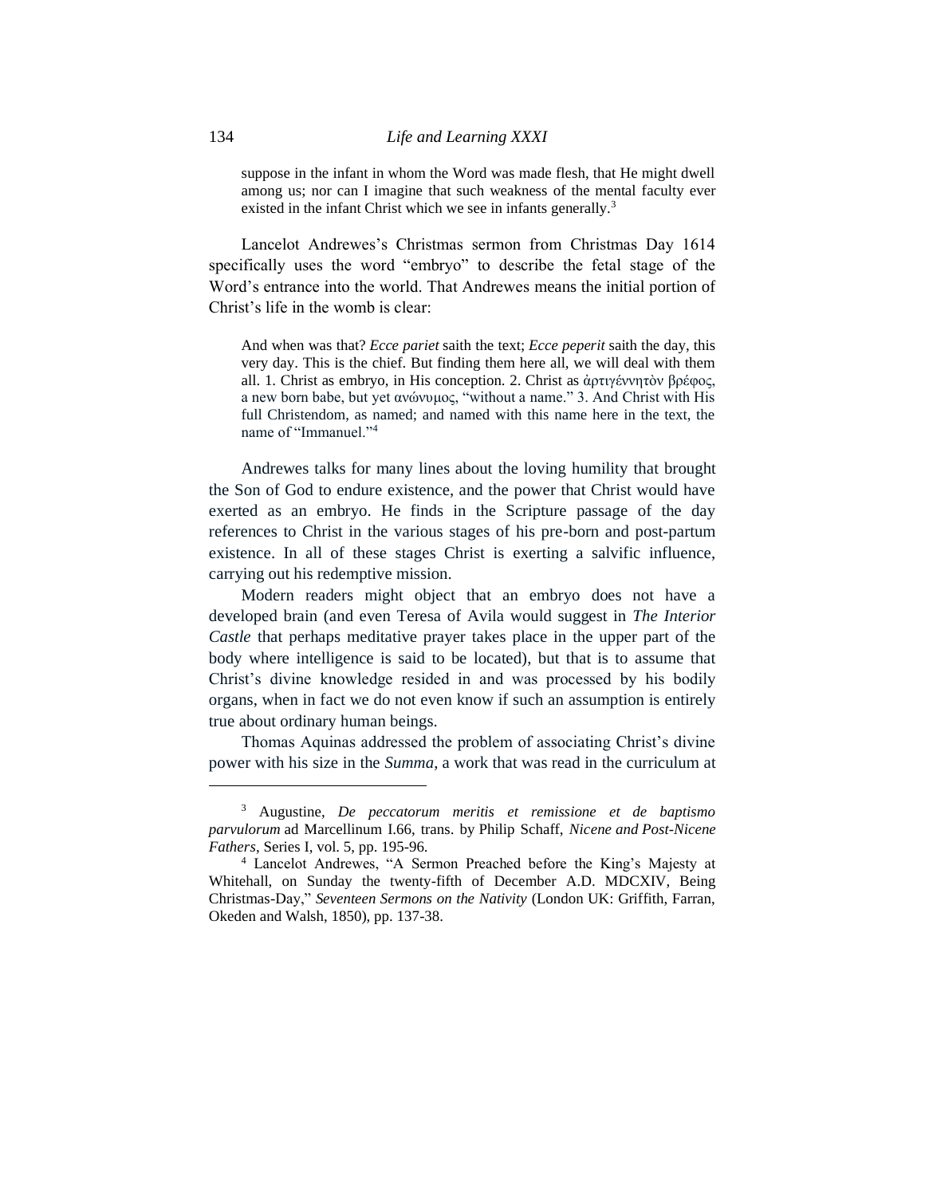> suppose in the infant in whom the Word was made flesh, that He might dwell among us; nor can I imagine that such weakness of the mental faculty ever existed in the infant Christ which we see in infants generally.[3]

Lancelot Andrewes's Christmas sermon from Christmas Day 1614 specifically uses the word "embryo" to describe the fetal stage of the Word's entrance into the world. That Andrewes means the initial portion of Christ's life in the womb is clear:

> And when was that? *Ecce pariet* saith the text; *Ecce peperit* saith the day, this very day. This is the chief. But finding them here all, we will deal with them all. 1. Christ as embryo, in His conception. 2. Christ as ἀρτιγέννητὸν βρέφος, a new born babe, but yet ανώνυμος, "without a name." 3. And Christ with His full Christendom, as named; and named with this name here in the text, the name of "Immanuel."[4]

Andrewes talks for many lines about the loving humility that brought the Son of God to endure existence, and the power that Christ would have exerted as an embryo. He finds in the Scripture passage of the day references to Christ in the various stages of his pre-born and post-partum existence. In all of these stages Christ is exerting a salvific influence, carrying out his redemptive mission.

Modern readers might object that an embryo does not have a developed brain (and even Teresa of Avila would suggest in *The Interior Castle* that perhaps meditative prayer takes place in the upper part of the body where intelligence is said to be located), but that is to assume that Christ's divine knowledge resided in and was processed by his bodily organs, when in fact we do not even know if such an assumption is entirely true about ordinary human beings.

Thomas Aquinas addressed the problem of associating Christ's divine power with his size in the *Summa*, a work that was read in the curriculum at

---

[3] Augustine, *De peccatorum meritis et remissione et de baptismo parvulorum* ad Marcellinum I.66, trans. by Philip Schaff, *Nicene and Post-Nicene Fathers*, Series I, vol. 5, pp. 195-96.

[4] Lancelot Andrewes, "A Sermon Preached before the King's Majesty at Whitehall, on Sunday the twenty-fifth of December A.D. MDCXIV, Being Christmas-Day," *Seventeen Sermons on the Nativity* (London UK: Griffith, Farran, Okeden and Walsh, 1850), pp. 137-38.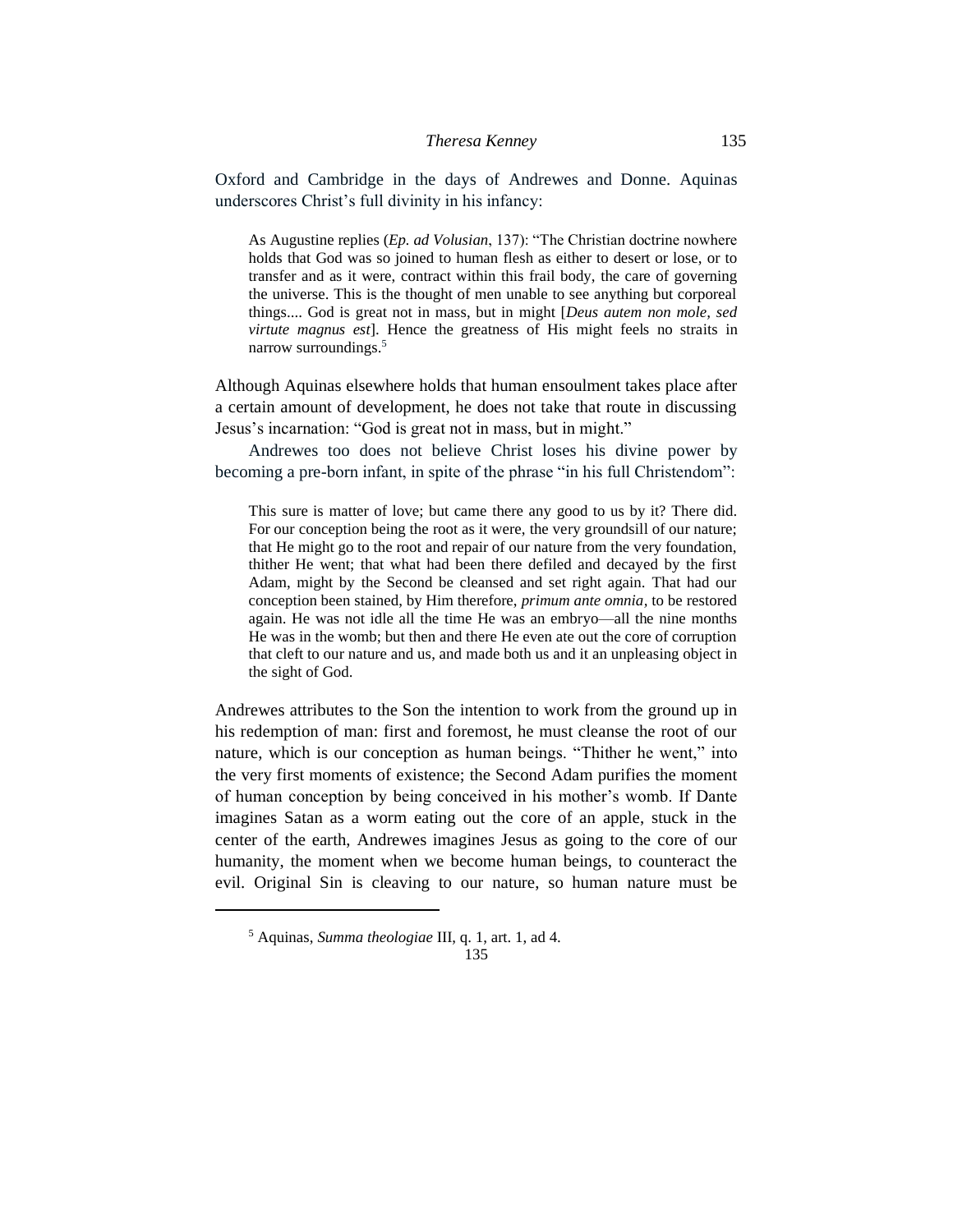Oxford and Cambridge in the days of Andrewes and Donne. Aquinas underscores Christ's full divinity in his infancy:

> As Augustine replies (*Ep. ad Volusian*, 137): "The Christian doctrine nowhere holds that God was so joined to human flesh as either to desert or lose, or to transfer and as it were, contract within this frail body, the care of governing the universe. This is the thought of men unable to see anything but corporeal things.... God is great not in mass, but in might [*Deus autem non mole, sed virtute magnus est*]. Hence the greatness of His might feels no straits in narrow surroundings.[5]

Although Aquinas elsewhere holds that human ensoulment takes place after a certain amount of development, he does not take that route in discussing Jesus's incarnation: "God is great not in mass, but in might."

Andrewes too does not believe Christ loses his divine power by becoming a pre-born infant, in spite of the phrase "in his full Christendom":

> This sure is matter of love; but came there any good to us by it? There did. For our conception being the root as it were, the very groundsill of our nature; that He might go to the root and repair of our nature from the very foundation, thither He went; that what had been there defiled and decayed by the first Adam, might by the Second be cleansed and set right again. That had our conception been stained, by Him therefore, *primum ante omnia*, to be restored again. He was not idle all the time He was an embryo—all the nine months He was in the womb; but then and there He even ate out the core of corruption that cleft to our nature and us, and made both us and it an unpleasing object in the sight of God.

Andrewes attributes to the Son the intention to work from the ground up in his redemption of man: first and foremost, he must cleanse the root of our nature, which is our conception as human beings. "Thither he went," into the very first moments of existence; the Second Adam purifies the moment of human conception by being conceived in his mother's womb. If Dante imagines Satan as a worm eating out the core of an apple, stuck in the center of the earth, Andrewes imagines Jesus as going to the core of our humanity, the moment when we become human beings, to counteract the evil. Original Sin is cleaving to our nature, so human nature must be

---

[5] Aquinas, *Summa theologiae* III, q. 1, art. 1, ad 4.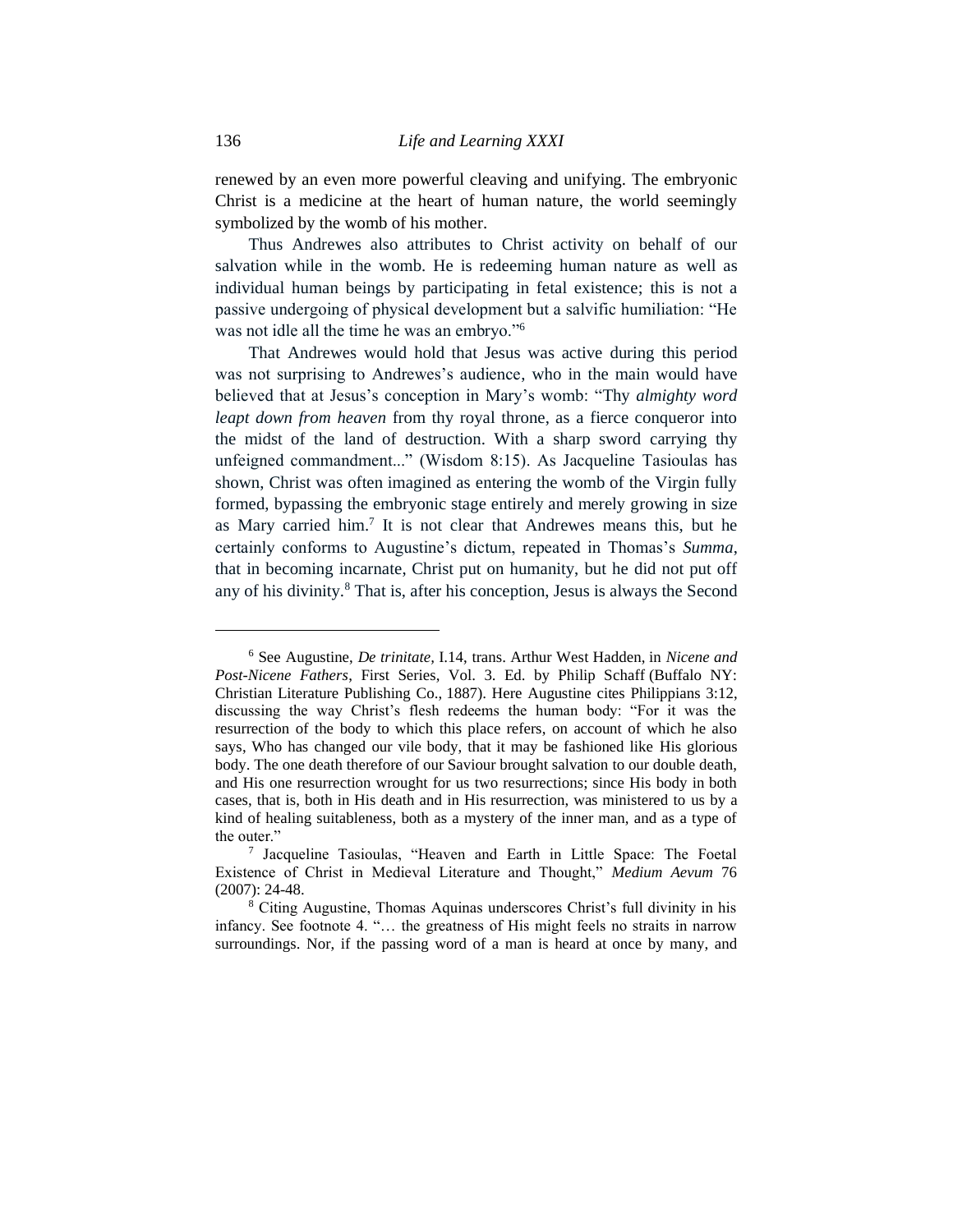renewed by an even more powerful cleaving and unifying. The embryonic Christ is a medicine at the heart of human nature, the world seemingly symbolized by the womb of his mother.

Thus Andrewes also attributes to Christ activity on behalf of our salvation while in the womb. He is redeeming human nature as well as individual human beings by participating in fetal existence; this is not a passive undergoing of physical development but a salvific humiliation: "He was not idle all the time he was an embryo."[6]

That Andrewes would hold that Jesus was active during this period was not surprising to Andrewes's audience, who in the main would have believed that at Jesus's conception in Mary's womb: "Thy *almighty word leapt down from heaven* from thy royal throne, as a fierce conqueror into the midst of the land of destruction. With a sharp sword carrying thy unfeigned commandment..." (Wisdom 8:15). As Jacqueline Tasioulas has shown, Christ was often imagined as entering the womb of the Virgin fully formed, bypassing the embryonic stage entirely and merely growing in size as Mary carried him.[7] It is not clear that Andrewes means this, but he certainly conforms to Augustine's dictum, repeated in Thomas's *Summa*, that in becoming incarnate, Christ put on humanity, but he did not put off any of his divinity.[8] That is, after his conception, Jesus is always the Second

---

[6] See Augustine, *De trinitate,* I.14, trans. Arthur West Hadden, in *Nicene and Post-Nicene Fathers*, First Series, Vol. 3. Ed. by Philip Schaff (Buffalo NY: Christian Literature Publishing Co., 1887). Here Augustine cites Philippians 3:12, discussing the way Christ's flesh redeems the human body: "For it was the resurrection of the body to which this place refers, on account of which he also says, Who has changed our vile body, that it may be fashioned like His glorious body. The one death therefore of our Saviour brought salvation to our double death, and His one resurrection wrought for us two resurrections; since His body in both cases, that is, both in His death and in His resurrection, was ministered to us by a kind of healing suitableness, both as a mystery of the inner man, and as a type of the outer."

[7] Jacqueline Tasioulas, "Heaven and Earth in Little Space: The Foetal Existence of Christ in Medieval Literature and Thought," *Medium Aevum* 76 (2007): 24-48.

[8] Citing Augustine, Thomas Aquinas underscores Christ's full divinity in his infancy. See footnote 4. "… the greatness of His might feels no straits in narrow surroundings. Nor, if the passing word of a man is heard at once by many, and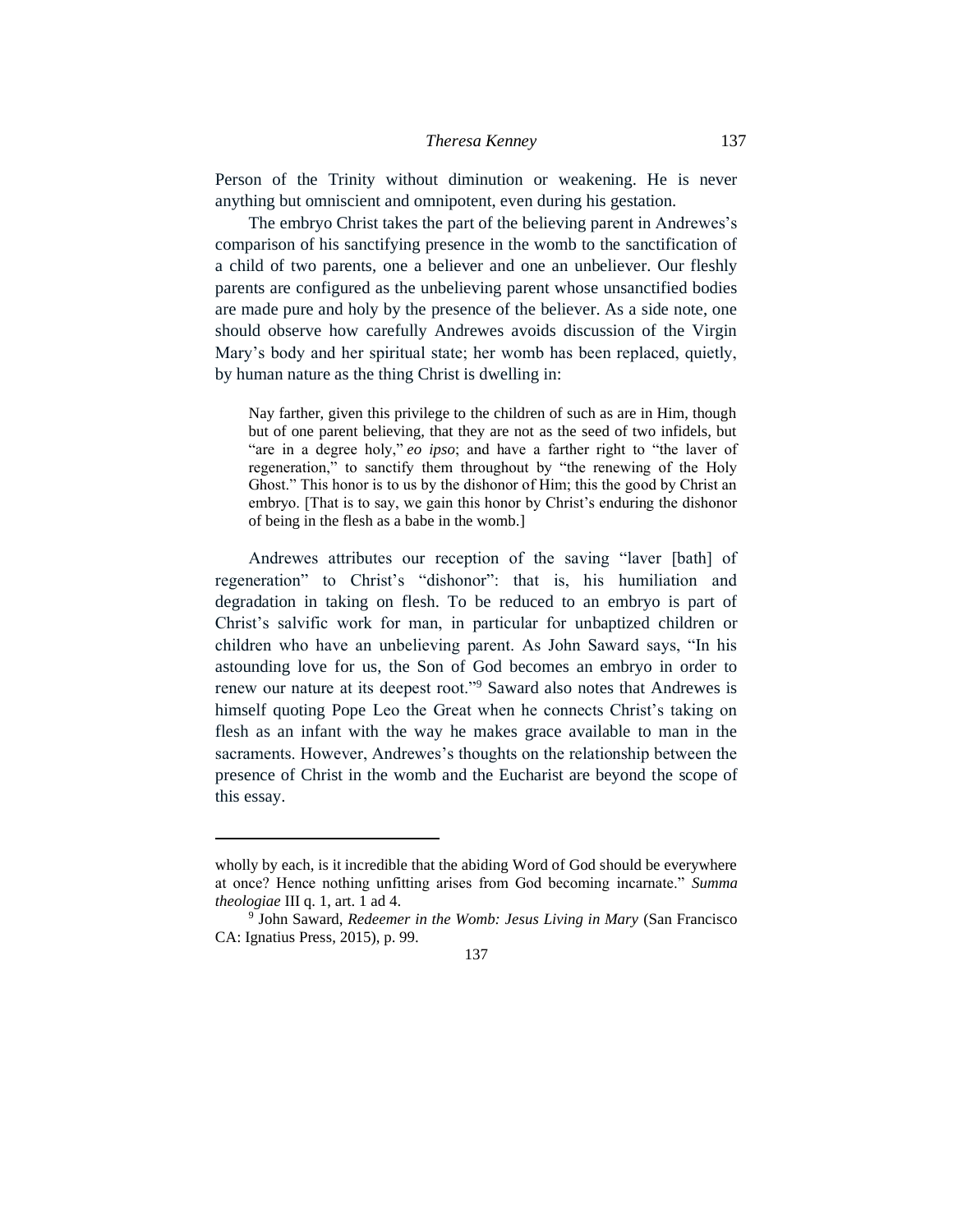Person of the Trinity without diminution or weakening. He is never anything but omniscient and omnipotent, even during his gestation.

The embryo Christ takes the part of the believing parent in Andrewes's comparison of his sanctifying presence in the womb to the sanctification of a child of two parents, one a believer and one an unbeliever. Our fleshly parents are configured as the unbelieving parent whose unsanctified bodies are made pure and holy by the presence of the believer. As a side note, one should observe how carefully Andrewes avoids discussion of the Virgin Mary's body and her spiritual state; her womb has been replaced, quietly, by human nature as the thing Christ is dwelling in:

> Nay farther, given this privilege to the children of such as are in Him, though but of one parent believing, that they are not as the seed of two infidels, but "are in a degree holy," *eo ipso*; and have a farther right to "the laver of regeneration," to sanctify them throughout by "the renewing of the Holy Ghost." This honor is to us by the dishonor of Him; this the good by Christ an embryo. [That is to say, we gain this honor by Christ's enduring the dishonor of being in the flesh as a babe in the womb.]

Andrewes attributes our reception of the saving "laver [bath] of regeneration" to Christ's "dishonor": that is, his humiliation and degradation in taking on flesh. To be reduced to an embryo is part of Christ's salvific work for man, in particular for unbaptized children or children who have an unbelieving parent. As John Saward says, "In his astounding love for us, the Son of God becomes an embryo in order to renew our nature at its deepest root."[9] Saward also notes that Andrewes is himself quoting Pope Leo the Great when he connects Christ's taking on flesh as an infant with the way he makes grace available to man in the sacraments. However, Andrewes's thoughts on the relationship between the presence of Christ in the womb and the Eucharist are beyond the scope of this essay.

---

wholly by each, is it incredible that the abiding Word of God should be everywhere at once? Hence nothing unfitting arises from God becoming incarnate." *Summa theologiae* III q. 1, art. 1 ad 4.

[9] John Saward, *Redeemer in the Womb: Jesus Living in Mary* (San Francisco CA: Ignatius Press, 2015), p. 99.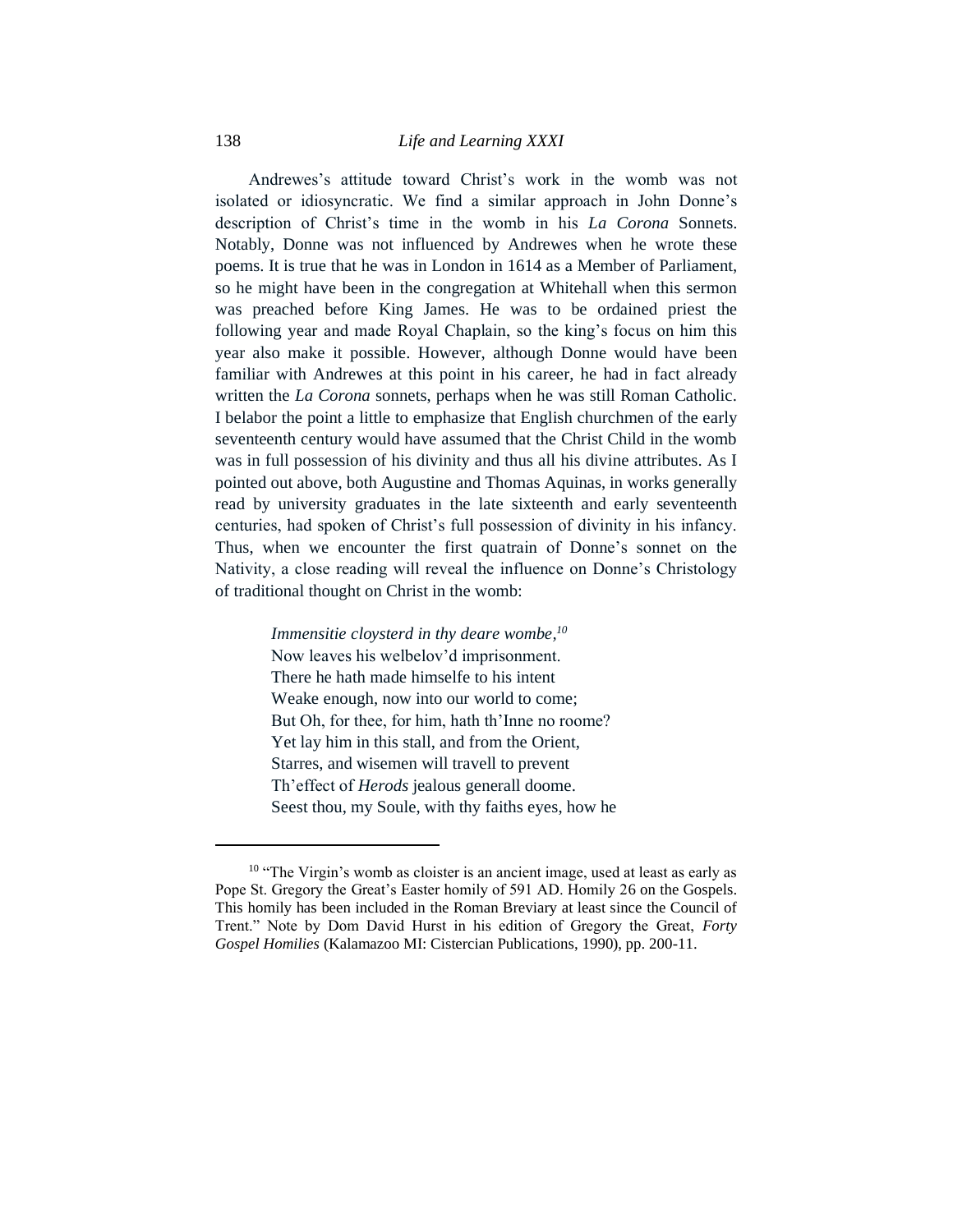Andrewes's attitude toward Christ's work in the womb was not isolated or idiosyncratic. We find a similar approach in John Donne's description of Christ's time in the womb in his *La Corona* Sonnets. Notably, Donne was not influenced by Andrewes when he wrote these poems. It is true that he was in London in 1614 as a Member of Parliament, so he might have been in the congregation at Whitehall when this sermon was preached before King James. He was to be ordained priest the following year and made Royal Chaplain, so the king's focus on him this year also make it possible. However, although Donne would have been familiar with Andrewes at this point in his career, he had in fact already written the *La Corona* sonnets, perhaps when he was still Roman Catholic. I belabor the point a little to emphasize that English churchmen of the early seventeenth century would have assumed that the Christ Child in the womb was in full possession of his divinity and thus all his divine attributes. As I pointed out above, both Augustine and Thomas Aquinas, in works generally read by university graduates in the late sixteenth and early seventeenth centuries, had spoken of Christ's full possession of divinity in his infancy. Thus, when we encounter the first quatrain of Donne's sonnet on the Nativity, a close reading will reveal the influence on Donne's Christology of traditional thought on Christ in the womb:

> *Immensitie cloysterd in thy deare wombe,*[10]
> Now leaves his welbelov'd imprisonment.
> There he hath made himselfe to his intent
> Weake enough, now into our world to come;
> But Oh, for thee, for him, hath th'Inne no roome?
> Yet lay him in this stall, and from the Orient,
> Starres, and wisemen will travell to prevent
> Th'effect of *Herods* jealous generall doome.
> Seest thou, my Soule, with thy faiths eyes, how he

---

[10] "The Virgin's womb as cloister is an ancient image, used at least as early as Pope St. Gregory the Great's Easter homily of 591 AD. Homily 26 on the Gospels. This homily has been included in the Roman Breviary at least since the Council of Trent." Note by Dom David Hurst in his edition of Gregory the Great, *Forty Gospel Homilies* (Kalamazoo MI: Cistercian Publications, 1990), pp. 200-11.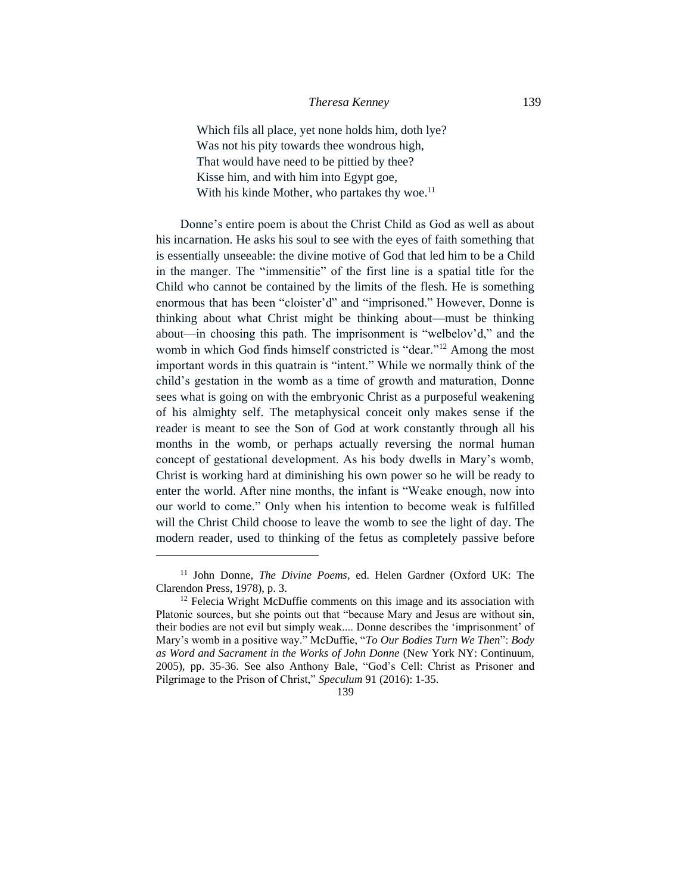> Which fils all place, yet none holds him, doth lye?
> Was not his pity towards thee wondrous high,
> That would have need to be pittied by thee?
> Kisse him, and with him into Egypt goe,
> With his kinde Mother, who partakes thy woe.[11]

Donne's entire poem is about the Christ Child as God as well as about his incarnation. He asks his soul to see with the eyes of faith something that is essentially unseeable: the divine motive of God that led him to be a Child in the manger. The "immensitie" of the first line is a spatial title for the Child who cannot be contained by the limits of the flesh. He is something enormous that has been "cloister'd" and "imprisoned." However, Donne is thinking about what Christ might be thinking about—must be thinking about—in choosing this path. The imprisonment is "welbelov'd," and the womb in which God finds himself constricted is "dear."[12] Among the most important words in this quatrain is "intent." While we normally think of the child's gestation in the womb as a time of growth and maturation, Donne sees what is going on with the embryonic Christ as a purposeful weakening of his almighty self. The metaphysical conceit only makes sense if the reader is meant to see the Son of God at work constantly through all his months in the womb, or perhaps actually reversing the normal human concept of gestational development. As his body dwells in Mary's womb, Christ is working hard at diminishing his own power so he will be ready to enter the world. After nine months, the infant is "Weake enough, now into our world to come." Only when his intention to become weak is fulfilled will the Christ Child choose to leave the womb to see the light of day. The modern reader, used to thinking of the fetus as completely passive before

---

[11] John Donne, *The Divine Poems*, ed. Helen Gardner (Oxford UK: The Clarendon Press, 1978), p. 3.

[12] Felecia Wright McDuffie comments on this image and its association with Platonic sources, but she points out that "because Mary and Jesus are without sin, their bodies are not evil but simply weak.... Donne describes the 'imprisonment' of Mary's womb in a positive way." McDuffie, "*To Our Bodies Turn We Then*": *Body as Word and Sacrament in the Works of John Donne* (New York NY: Continuum, 2005), pp. 35-36. See also Anthony Bale, "God's Cell: Christ as Prisoner and Pilgrimage to the Prison of Christ," *Speculum* 91 (2016): 1-35.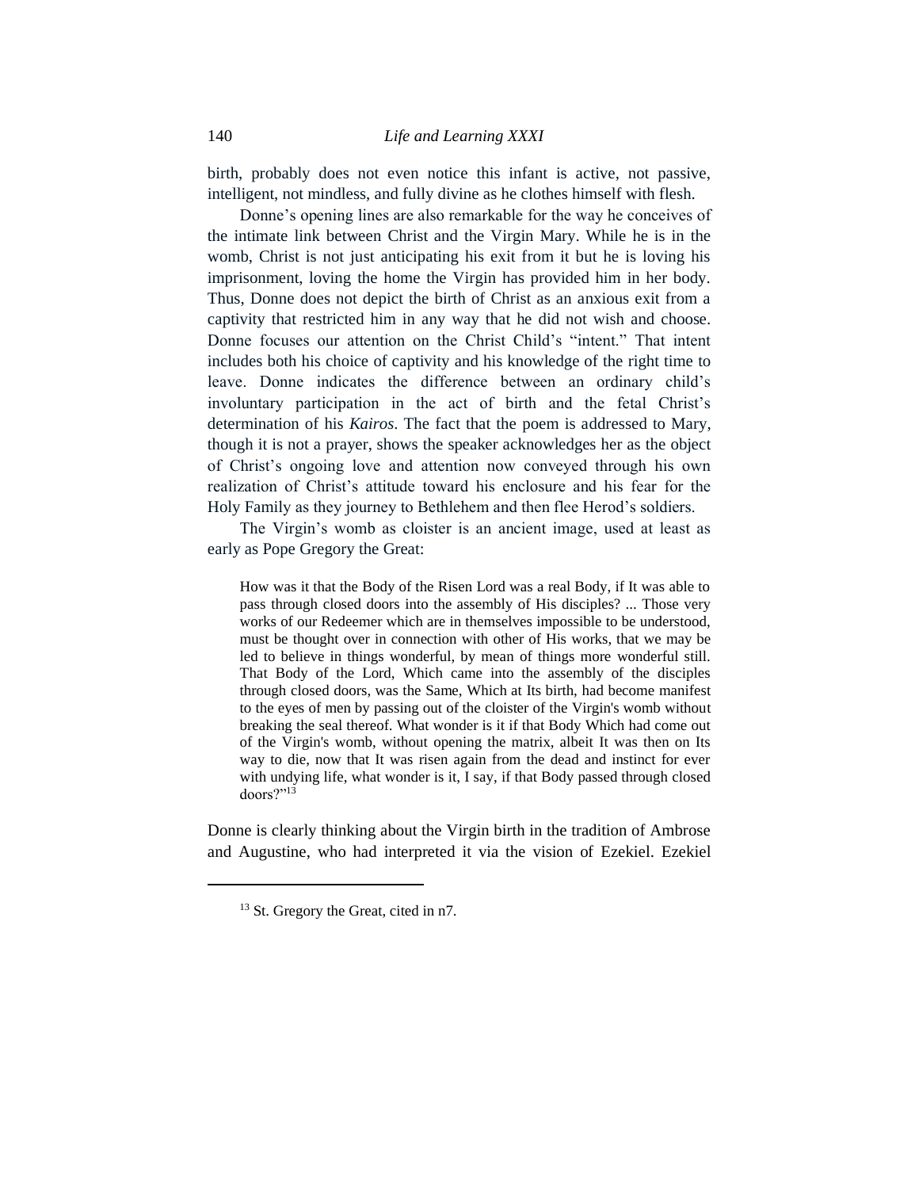birth, probably does not even notice this infant is active, not passive, intelligent, not mindless, and fully divine as he clothes himself with flesh.

Donne's opening lines are also remarkable for the way he conceives of the intimate link between Christ and the Virgin Mary. While he is in the womb, Christ is not just anticipating his exit from it but he is loving his imprisonment, loving the home the Virgin has provided him in her body. Thus, Donne does not depict the birth of Christ as an anxious exit from a captivity that restricted him in any way that he did not wish and choose. Donne focuses our attention on the Christ Child's "intent." That intent includes both his choice of captivity and his knowledge of the right time to leave. Donne indicates the difference between an ordinary child's involuntary participation in the act of birth and the fetal Christ's determination of his *Kairos*. The fact that the poem is addressed to Mary, though it is not a prayer, shows the speaker acknowledges her as the object of Christ's ongoing love and attention now conveyed through his own realization of Christ's attitude toward his enclosure and his fear for the Holy Family as they journey to Bethlehem and then flee Herod's soldiers.

The Virgin's womb as cloister is an ancient image, used at least as early as Pope Gregory the Great:

> How was it that the Body of the Risen Lord was a real Body, if It was able to pass through closed doors into the assembly of His disciples? ... Those very works of our Redeemer which are in themselves impossible to be understood, must be thought over in connection with other of His works, that we may be led to believe in things wonderful, by mean of things more wonderful still. That Body of the Lord, Which came into the assembly of the disciples through closed doors, was the Same, Which at Its birth, had become manifest to the eyes of men by passing out of the cloister of the Virgin's womb without breaking the seal thereof. What wonder is it if that Body Which had come out of the Virgin's womb, without opening the matrix, albeit It was then on Its way to die, now that It was risen again from the dead and instinct for ever with undying life, what wonder is it, I say, if that Body passed through closed doors?"[13]

Donne is clearly thinking about the Virgin birth in the tradition of Ambrose and Augustine, who had interpreted it via the vision of Ezekiel. Ezekiel

[13] St. Gregory the Great, cited in n7.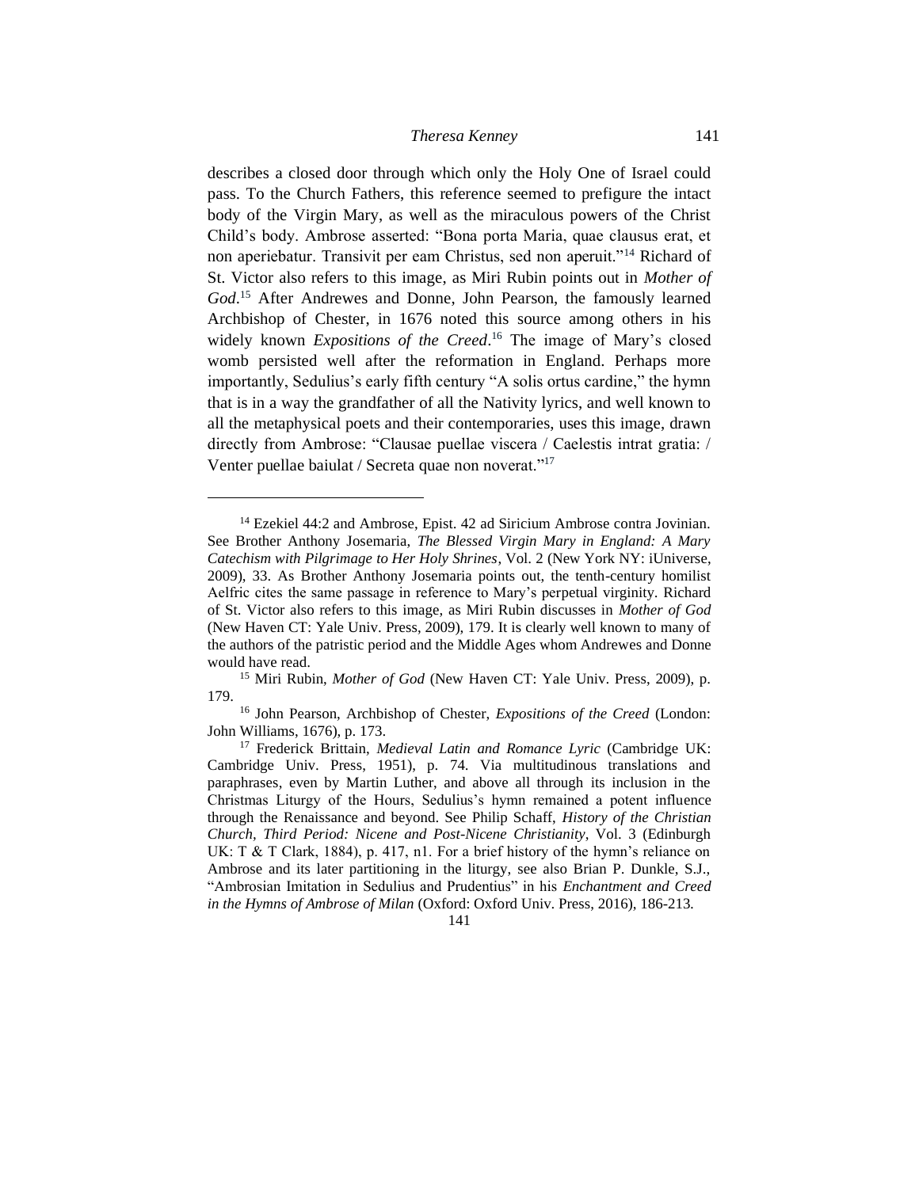describes a closed door through which only the Holy One of Israel could pass. To the Church Fathers, this reference seemed to prefigure the intact body of the Virgin Mary, as well as the miraculous powers of the Christ Child's body. Ambrose asserted: "Bona porta Maria, quae clausus erat, et non aperiebatur. Transivit per eam Christus, sed non aperuit."[14] Richard of St. Victor also refers to this image, as Miri Rubin points out in *Mother of God*.[15] After Andrewes and Donne, John Pearson, the famously learned Archbishop of Chester, in 1676 noted this source among others in his widely known *Expositions of the Creed*.[16] The image of Mary's closed womb persisted well after the reformation in England. Perhaps more importantly, Sedulius's early fifth century "A solis ortus cardine," the hymn that is in a way the grandfather of all the Nativity lyrics, and well known to all the metaphysical poets and their contemporaries, uses this image, drawn directly from Ambrose: "Clausae puellae viscera / Caelestis intrat gratia: / Venter puellae baiulat / Secreta quae non noverat."[17]

---

[14] Ezekiel 44:2 and Ambrose, Epist. 42 ad Siricium Ambrose contra Jovinian. See Brother Anthony Josemaria, *The Blessed Virgin Mary in England: A Mary Catechism with Pilgrimage to Her Holy Shrines*, Vol. 2 (New York NY: iUniverse, 2009), 33. As Brother Anthony Josemaria points out, the tenth-century homilist Aelfric cites the same passage in reference to Mary's perpetual virginity. Richard of St. Victor also refers to this image, as Miri Rubin discusses in *Mother of God* (New Haven CT: Yale Univ. Press, 2009), 179. It is clearly well known to many of the authors of the patristic period and the Middle Ages whom Andrewes and Donne would have read.

[15] Miri Rubin, *Mother of God* (New Haven CT: Yale Univ. Press, 2009), p. 179.

[16] John Pearson, Archbishop of Chester, *Expositions of the Creed* (London: John Williams, 1676), p. 173.

[17] Frederick Brittain, *Medieval Latin and Romance Lyric* (Cambridge UK: Cambridge Univ. Press, 1951), p. 74. Via multitudinous translations and paraphrases, even by Martin Luther, and above all through its inclusion in the Christmas Liturgy of the Hours, Sedulius's hymn remained a potent influence through the Renaissance and beyond. See Philip Schaff, *History of the Christian Church, Third Period: Nicene and Post-Nicene Christianity*, Vol. 3 (Edinburgh UK: T & T Clark, 1884), p. 417, n1. For a brief history of the hymn's reliance on Ambrose and its later partitioning in the liturgy, see also Brian P. Dunkle, S.J., "Ambrosian Imitation in Sedulius and Prudentius" in his *Enchantment and Creed in the Hymns of Ambrose of Milan* (Oxford: Oxford Univ. Press, 2016), 186-213.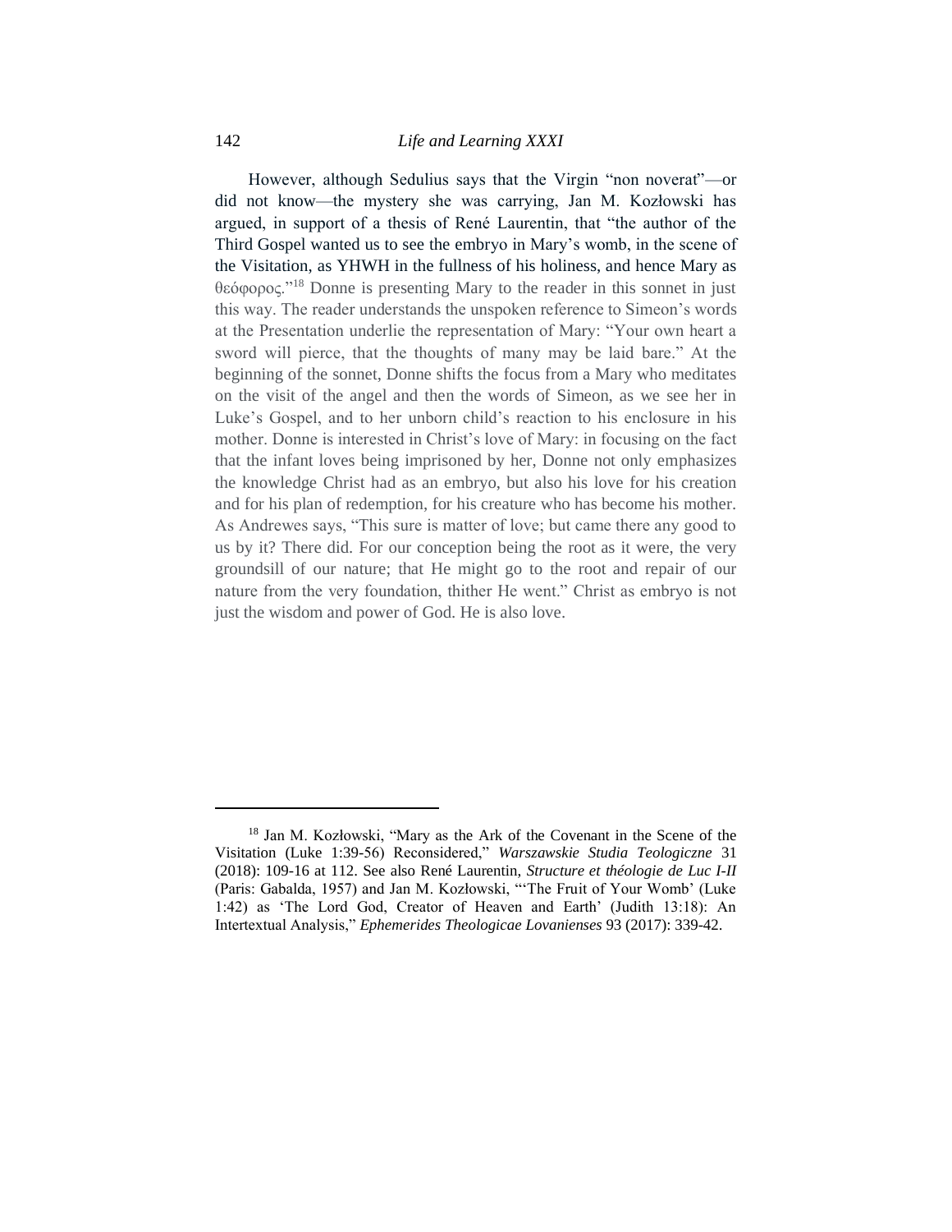However, although Sedulius says that the Virgin "non noverat"—or did not know—the mystery she was carrying, Jan M. Kozłowski has argued, in support of a thesis of René Laurentin, that "the author of the Third Gospel wanted us to see the embryo in Mary's womb, in the scene of the Visitation, as YHWH in the fullness of his holiness, and hence Mary as θεόφορος."[18] Donne is presenting Mary to the reader in this sonnet in just this way. The reader understands the unspoken reference to Simeon's words at the Presentation underlie the representation of Mary: "Your own heart a sword will pierce, that the thoughts of many may be laid bare." At the beginning of the sonnet, Donne shifts the focus from a Mary who meditates on the visit of the angel and then the words of Simeon, as we see her in Luke's Gospel, and to her unborn child's reaction to his enclosure in his mother. Donne is interested in Christ's love of Mary: in focusing on the fact that the infant loves being imprisoned by her, Donne not only emphasizes the knowledge Christ had as an embryo, but also his love for his creation and for his plan of redemption, for his creature who has become his mother. As Andrewes says, "This sure is matter of love; but came there any good to us by it? There did. For our conception being the root as it were, the very groundsill of our nature; that He might go to the root and repair of our nature from the very foundation, thither He went." Christ as embryo is not just the wisdom and power of God. He is also love.

---

[18] Jan M. Kozłowski, "Mary as the Ark of the Covenant in the Scene of the Visitation (Luke 1:39-56) Reconsidered," *Warszawskie Studia Teologiczne* 31 (2018): 109-16 at 112. See also René Laurentin, *Structure et théologie de Luc I-II* (Paris: Gabalda, 1957) and Jan M. Kozłowski, "'The Fruit of Your Womb' (Luke 1:42) as 'The Lord God, Creator of Heaven and Earth' (Judith 13:18): An Intertextual Analysis," *Ephemerides Theologicae Lovanienses* 93 (2017): 339-42.